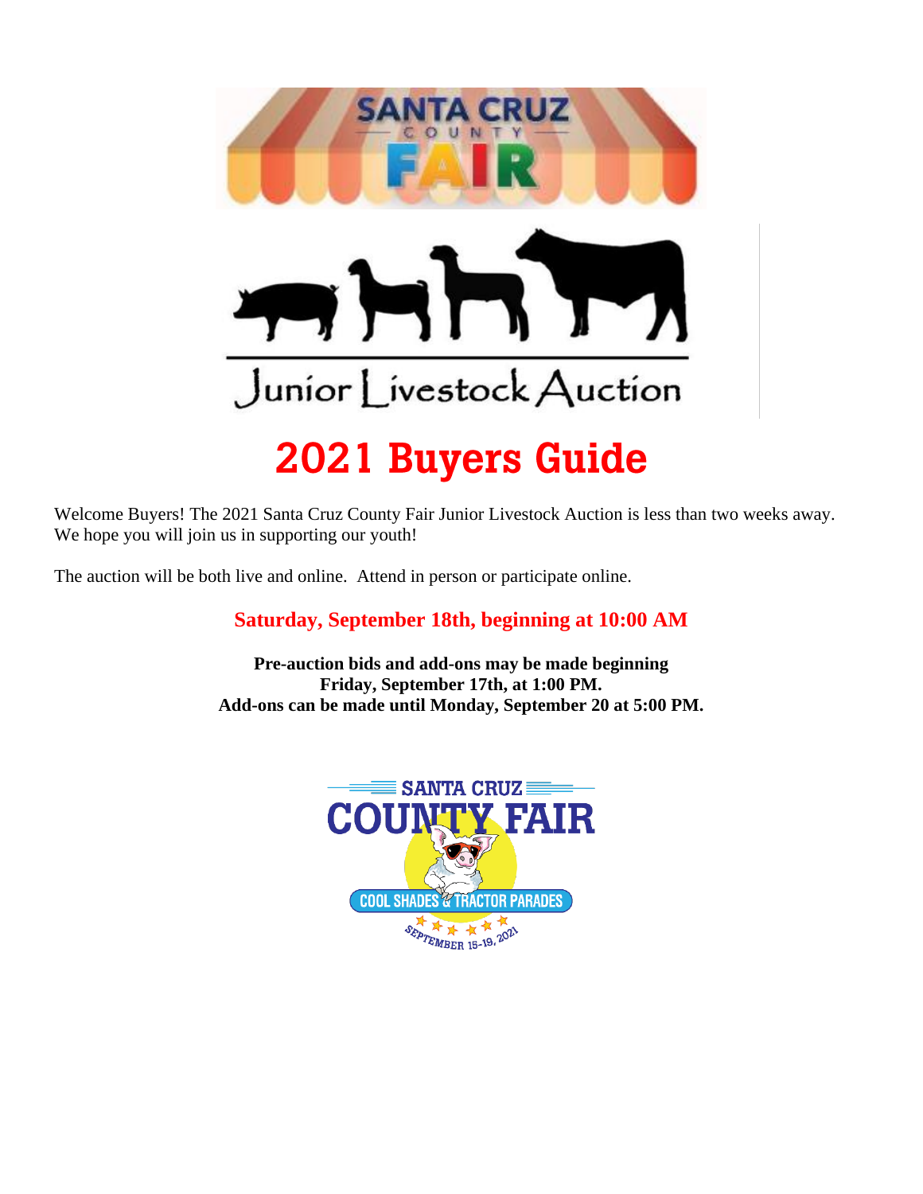# 2021 Buyers Guide

Welcome Buyers! The 2021 Santa Cruz County Fair Junior Livestock Auction is less than two weeks away. We hope you will join us in supporting our youth!

The auction will be both live and online. Attend in person or participate online.

**Saturday, September 18th, beginning at 10:00 AM**

**Pre-auction bids and add-ons may be made beginning**
**Friday, September 17th, at 1:00 PM.**
**Add-ons can be made until Monday, September 20 at 5:00 PM.**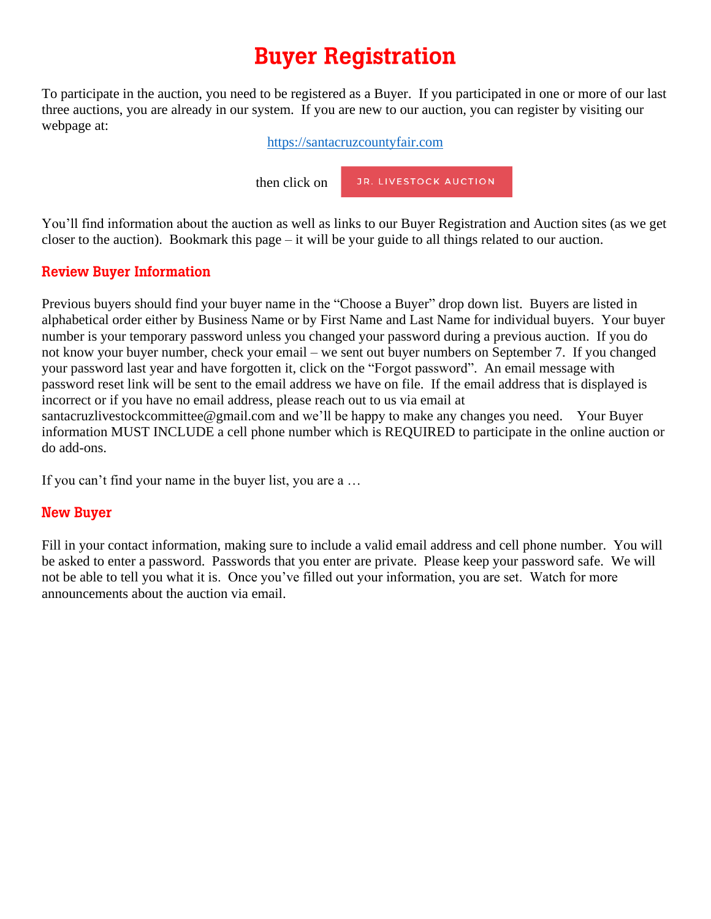# Buyer Registration

To participate in the auction, you need to be registered as a Buyer. If you participated in one or more of our last three auctions, you are already in our system. If you are new to our auction, you can register by visiting our webpage at:

[https://santacruzcountyfair.com](https://santacruzcountyfair.com)

then click on **JR. LIVESTOCK AUCTION**

You'll find information about the auction as well as links to our Buyer Registration and Auction sites (as we get closer to the auction). Bookmark this page – it will be your guide to all things related to our auction.

## Review Buyer Information

Previous buyers should find your buyer name in the "Choose a Buyer" drop down list. Buyers are listed in alphabetical order either by Business Name or by First Name and Last Name for individual buyers. Your buyer number is your temporary password unless you changed your password during a previous auction. If you do not know your buyer number, check your email – we sent out buyer numbers on September 7. If you changed your password last year and have forgotten it, click on the "Forgot password". An email message with password reset link will be sent to the email address we have on file. If the email address that is displayed is incorrect or if you have no email address, please reach out to us via email at santacruzlivestockcommittee@gmail.com and we'll be happy to make any changes you need. Your Buyer information MUST INCLUDE a cell phone number which is REQUIRED to participate in the online auction or do add-ons.

If you can't find your name in the buyer list, you are a …

## New Buyer

Fill in your contact information, making sure to include a valid email address and cell phone number. You will be asked to enter a password. Passwords that you enter are private. Please keep your password safe. We will not be able to tell you what it is. Once you've filled out your information, you are set. Watch for more announcements about the auction via email.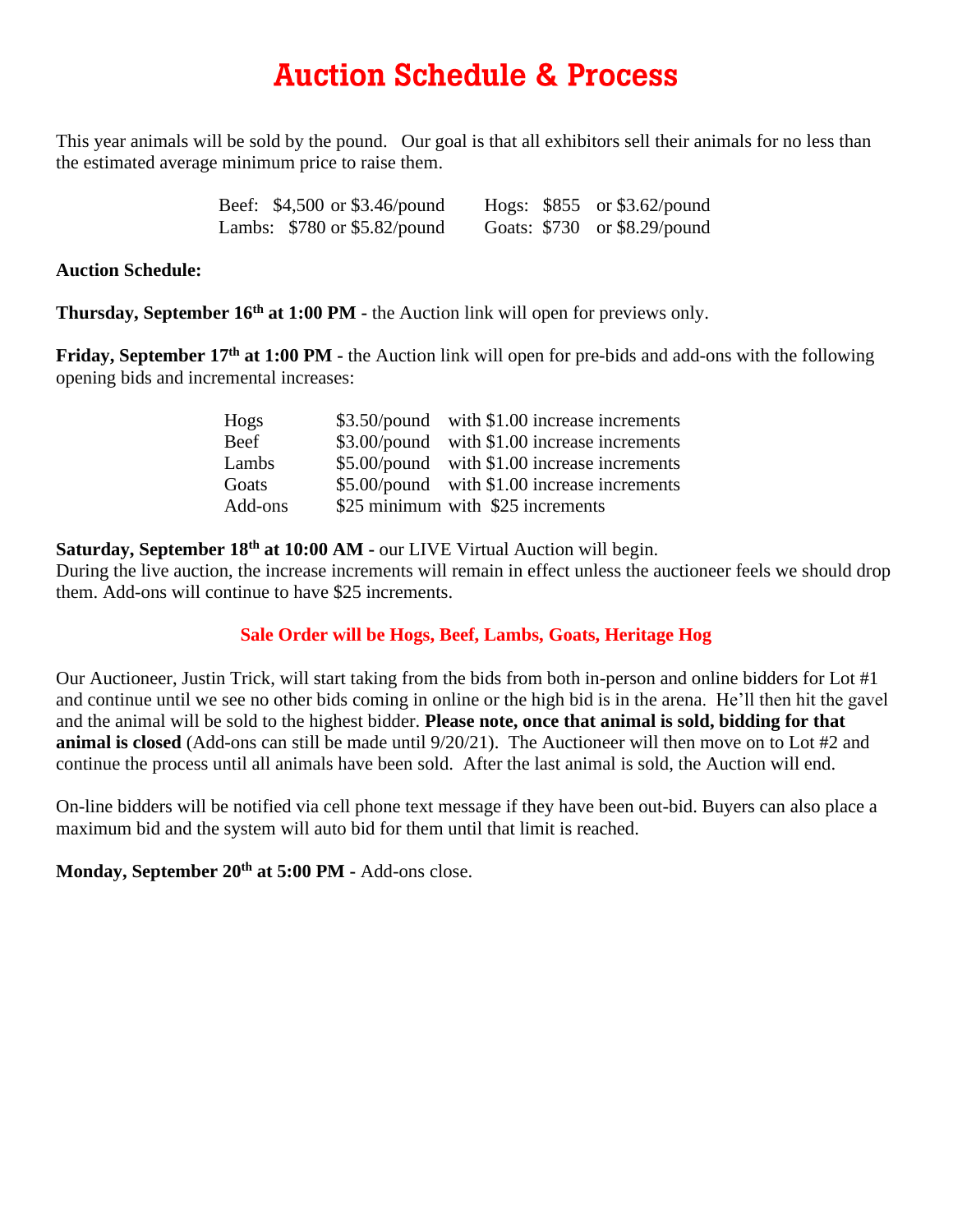# Auction Schedule & Process

This year animals will be sold by the pound. Our goal is that all exhibitors sell their animals for no less than the estimated average minimum price to raise them.

| | | | | | |
|---|---|---|---|---|---|
| Beef: | $4,500 | or $3.46/pound | Hogs: | $855 | or $3.62/pound |
| Lambs: | $780 | or $5.82/pound | Goats: | $730 | or $8.29/pound |

**Auction Schedule:**

**Thursday, September 16th at 1:00 PM -** the Auction link will open for previews only.

**Friday, September 17th at 1:00 PM -** the Auction link will open for pre-bids and add-ons with the following opening bids and incremental increases:

| | | |
|---|---|---|
| Hogs | $3.50/pound | with $1.00 increase increments |
| Beef | $3.00/pound | with $1.00 increase increments |
| Lambs | $5.00/pound | with $1.00 increase increments |
| Goats | $5.00/pound | with $1.00 increase increments |
| Add-ons | $25 minimum | with $25 increments |

**Saturday, September 18th at 10:00 AM -** our LIVE Virtual Auction will begin.
During the live auction, the increase increments will remain in effect unless the auctioneer feels we should drop them. Add-ons will continue to have $25 increments.

**Sale Order will be Hogs, Beef, Lambs, Goats, Heritage Hog**

Our Auctioneer, Justin Trick, will start taking from the bids from both in-person and online bidders for Lot #1 and continue until we see no other bids coming in online or the high bid is in the arena. He'll then hit the gavel and the animal will be sold to the highest bidder. **Please note, once that animal is sold, bidding for that animal is closed** (Add-ons can still be made until 9/20/21). The Auctioneer will then move on to Lot #2 and continue the process until all animals have been sold. After the last animal is sold, the Auction will end.

On-line bidders will be notified via cell phone text message if they have been out-bid. Buyers can also place a maximum bid and the system will auto bid for them until that limit is reached.

**Monday, September 20th at 5:00 PM -** Add-ons close.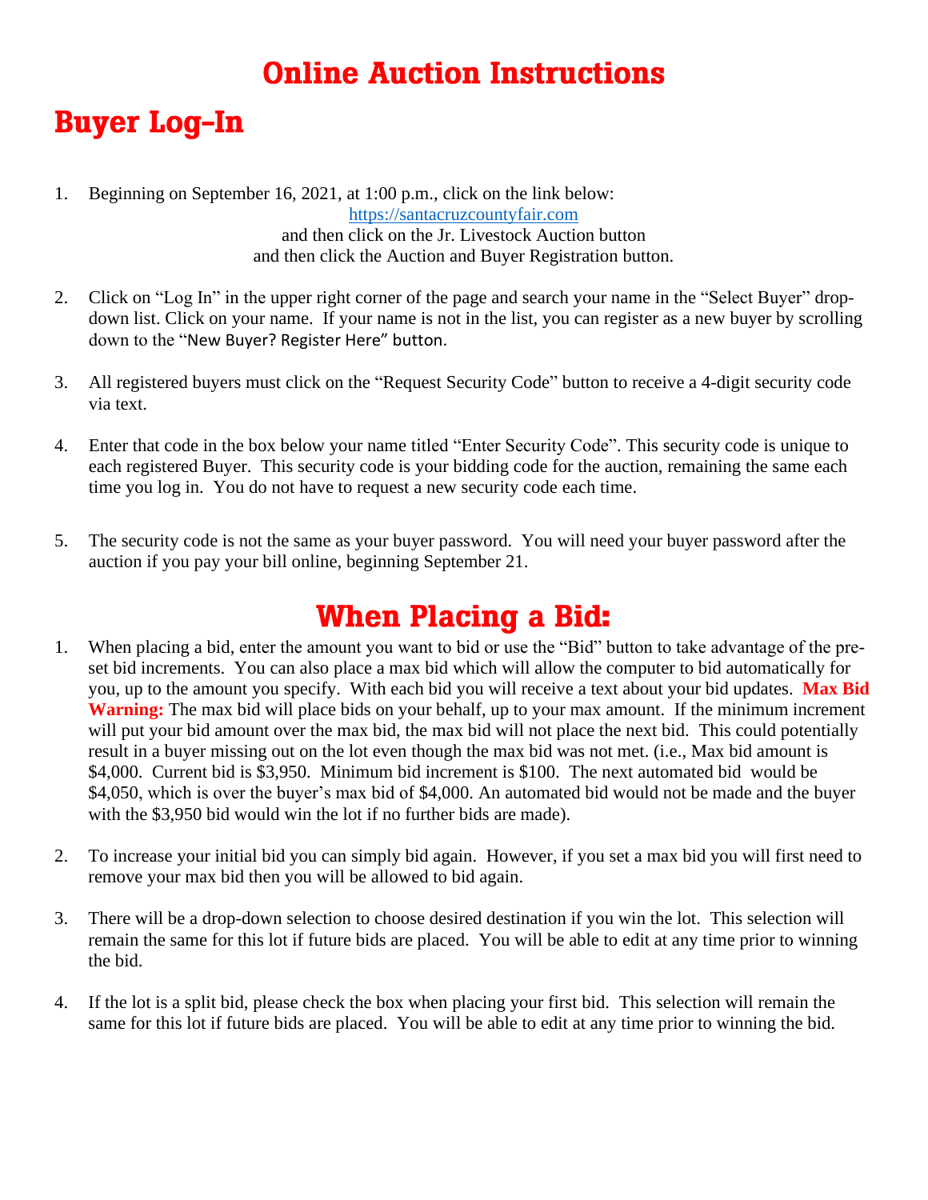# Online Auction Instructions

## Buyer Log-In

1. Beginning on September 16, 2021, at 1:00 p.m., click on the link below:
   [https://santacruzcountyfair.com](https://santacruzcountyfair.com)
   and then click on the Jr. Livestock Auction button
   and then click the Auction and Buyer Registration button.

2. Click on "Log In" in the upper right corner of the page and search your name in the "Select Buyer" drop-down list. Click on your name. If your name is not in the list, you can register as a new buyer by scrolling down to the "New Buyer? Register Here" button.

3. All registered buyers must click on the "Request Security Code" button to receive a 4-digit security code via text.

4. Enter that code in the box below your name titled "Enter Security Code". This security code is unique to each registered Buyer. This security code is your bidding code for the auction, remaining the same each time you log in. You do not have to request a new security code each time.

5. The security code is not the same as your buyer password. You will need your buyer password after the auction if you pay your bill online, beginning September 21.

## When Placing a Bid:

1. When placing a bid, enter the amount you want to bid or use the "Bid" button to take advantage of the pre-set bid increments. You can also place a max bid which will allow the computer to bid automatically for you, up to the amount you specify. With each bid you will receive a text about your bid updates. **Max Bid Warning:** The max bid will place bids on your behalf, up to your max amount. If the minimum increment will put your bid amount over the max bid, the max bid will not place the next bid. This could potentially result in a buyer missing out on the lot even though the max bid was not met. (i.e., Max bid amount is $4,000. Current bid is $3,950. Minimum bid increment is $100. The next automated bid would be $4,050, which is over the buyer's max bid of $4,000. An automated bid would not be made and the buyer with the $3,950 bid would win the lot if no further bids are made).

2. To increase your initial bid you can simply bid again. However, if you set a max bid you will first need to remove your max bid then you will be allowed to bid again.

3. There will be a drop-down selection to choose desired destination if you win the lot. This selection will remain the same for this lot if future bids are placed. You will be able to edit at any time prior to winning the bid.

4. If the lot is a split bid, please check the box when placing your first bid. This selection will remain the same for this lot if future bids are placed. You will be able to edit at any time prior to winning the bid.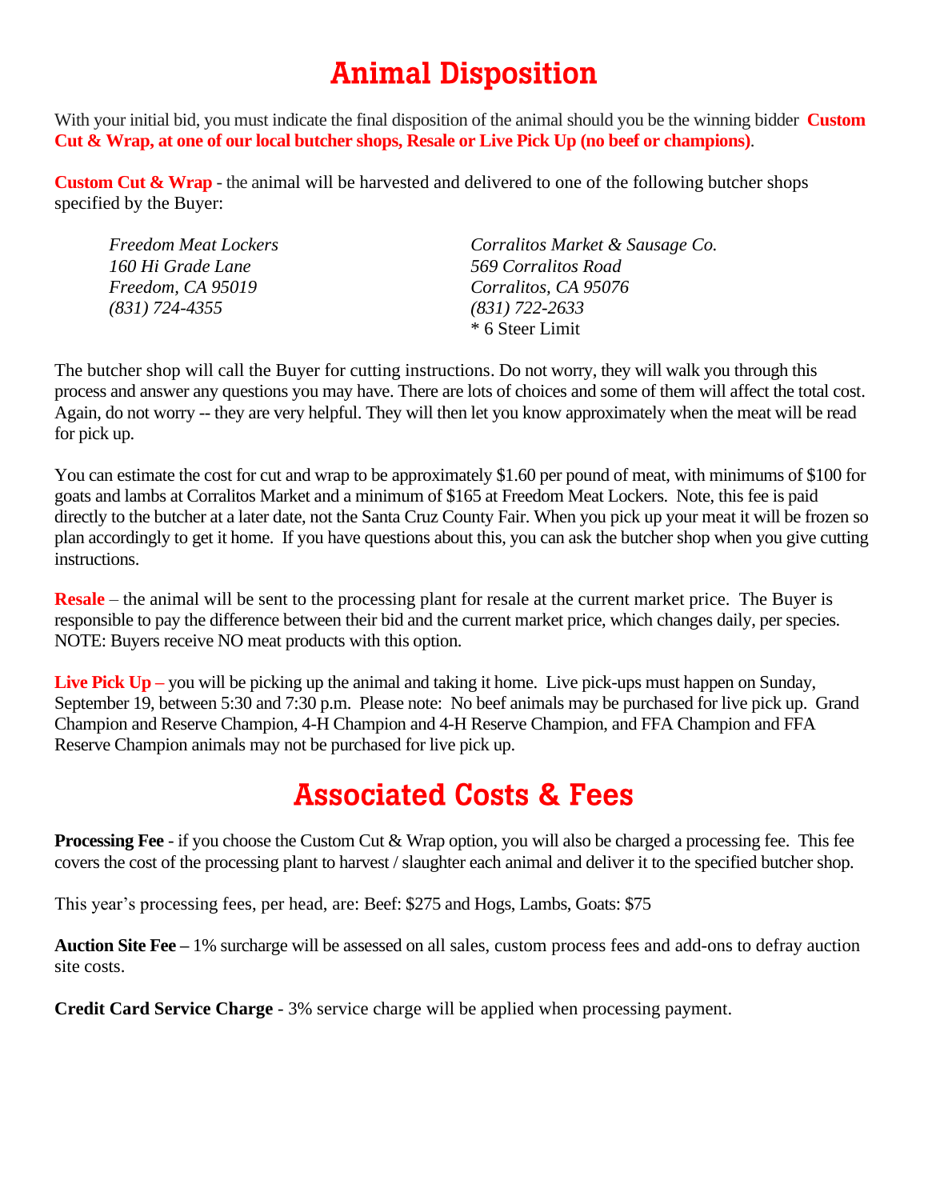# Animal Disposition

With your initial bid, you must indicate the final disposition of the animal should you be the winning bidder **Custom Cut & Wrap, at one of our local butcher shops, Resale or Live Pick Up (no beef or champions)**.

**Custom Cut & Wrap** - the animal will be harvested and delivered to one of the following butcher shops specified by the Buyer:

*Freedom Meat Lockers*
*160 Hi Grade Lane*
*Freedom, CA 95019*
*(831) 724-4355*

*Corralitos Market & Sausage Co.*
*569 Corralitos Road*
*Corralitos, CA 95076*
*(831) 722-2633*
* 6 Steer Limit

The butcher shop will call the Buyer for cutting instructions. Do not worry, they will walk you through this process and answer any questions you may have. There are lots of choices and some of them will affect the total cost. Again, do not worry -- they are very helpful. They will then let you know approximately when the meat will be read for pick up.

You can estimate the cost for cut and wrap to be approximately $1.60 per pound of meat, with minimums of $100 for goats and lambs at Corralitos Market and a minimum of $165 at Freedom Meat Lockers. Note, this fee is paid directly to the butcher at a later date, not the Santa Cruz County Fair. When you pick up your meat it will be frozen so plan accordingly to get it home. If you have questions about this, you can ask the butcher shop when you give cutting instructions.

**Resale** – the animal will be sent to the processing plant for resale at the current market price. The Buyer is responsible to pay the difference between their bid and the current market price, which changes daily, per species. NOTE: Buyers receive NO meat products with this option.

**Live Pick Up –** you will be picking up the animal and taking it home. Live pick-ups must happen on Sunday, September 19, between 5:30 and 7:30 p.m. Please note: No beef animals may be purchased for live pick up. Grand Champion and Reserve Champion, 4-H Champion and 4-H Reserve Champion, and FFA Champion and FFA Reserve Champion animals may not be purchased for live pick up.

# Associated Costs & Fees

**Processing Fee** - if you choose the Custom Cut & Wrap option, you will also be charged a processing fee. This fee covers the cost of the processing plant to harvest / slaughter each animal and deliver it to the specified butcher shop.

This year's processing fees, per head, are: Beef: $275 and Hogs, Lambs, Goats: $75

**Auction Site Fee –** 1% surcharge will be assessed on all sales, custom process fees and add-ons to defray auction site costs.

**Credit Card Service Charge** - 3% service charge will be applied when processing payment.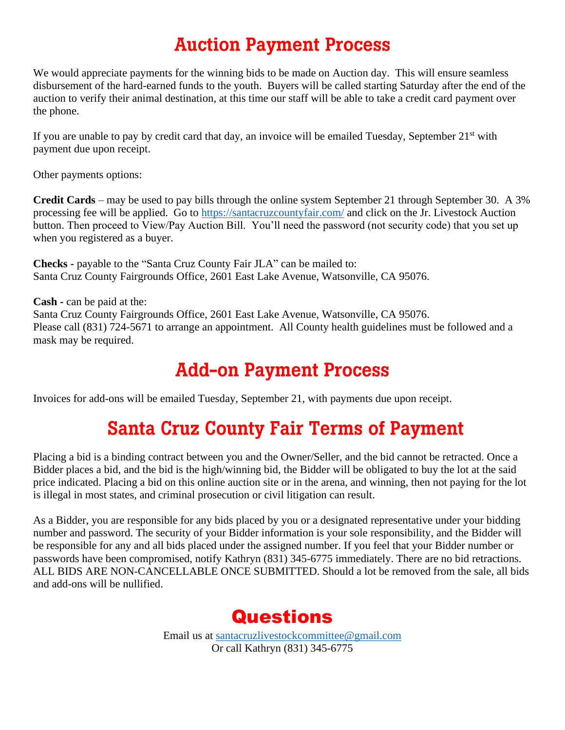# Auction Payment Process

We would appreciate payments for the winning bids to be made on Auction day. This will ensure seamless disbursement of the hard-earned funds to the youth. Buyers will be called starting Saturday after the end of the auction to verify their animal destination, at this time our staff will be able to take a credit card payment over the phone.

If you are unable to pay by credit card that day, an invoice will be emailed Tuesday, September 21st with payment due upon receipt.

Other payments options:

**Credit Cards** – may be used to pay bills through the online system September 21 through September 30. A 3% processing fee will be applied. Go to https://santacruzcountyfair.com/ and click on the Jr. Livestock Auction button. Then proceed to View/Pay Auction Bill. You'll need the password (not security code) that you set up when you registered as a buyer.

**Checks -** payable to the "Santa Cruz County Fair JLA" can be mailed to:
Santa Cruz County Fairgrounds Office, 2601 East Lake Avenue, Watsonville, CA 95076.

**Cash -** can be paid at the:
Santa Cruz County Fairgrounds Office, 2601 East Lake Avenue, Watsonville, CA 95076.
Please call (831) 724-5671 to arrange an appointment. All County health guidelines must be followed and a mask may be required.

# Add-on Payment Process

Invoices for add-ons will be emailed Tuesday, September 21, with payments due upon receipt.

# Santa Cruz County Fair Terms of Payment

Placing a bid is a binding contract between you and the Owner/Seller, and the bid cannot be retracted. Once a Bidder places a bid, and the bid is the high/winning bid, the Bidder will be obligated to buy the lot at the said price indicated. Placing a bid on this online auction site or in the arena, and winning, then not paying for the lot is illegal in most states, and criminal prosecution or civil litigation can result.

As a Bidder, you are responsible for any bids placed by you or a designated representative under your bidding number and password. The security of your Bidder information is your sole responsibility, and the Bidder will be responsible for any and all bids placed under the assigned number. If you feel that your Bidder number or passwords have been compromised, notify Kathryn (831) 345-6775 immediately. There are no bid retractions. ALL BIDS ARE NON-CANCELLABLE ONCE SUBMITTED. Should a lot be removed from the sale, all bids and add-ons will be nullified.

# Questions

Email us at santacruzlivestockcommittee@gmail.com
Or call Kathryn (831) 345-6775